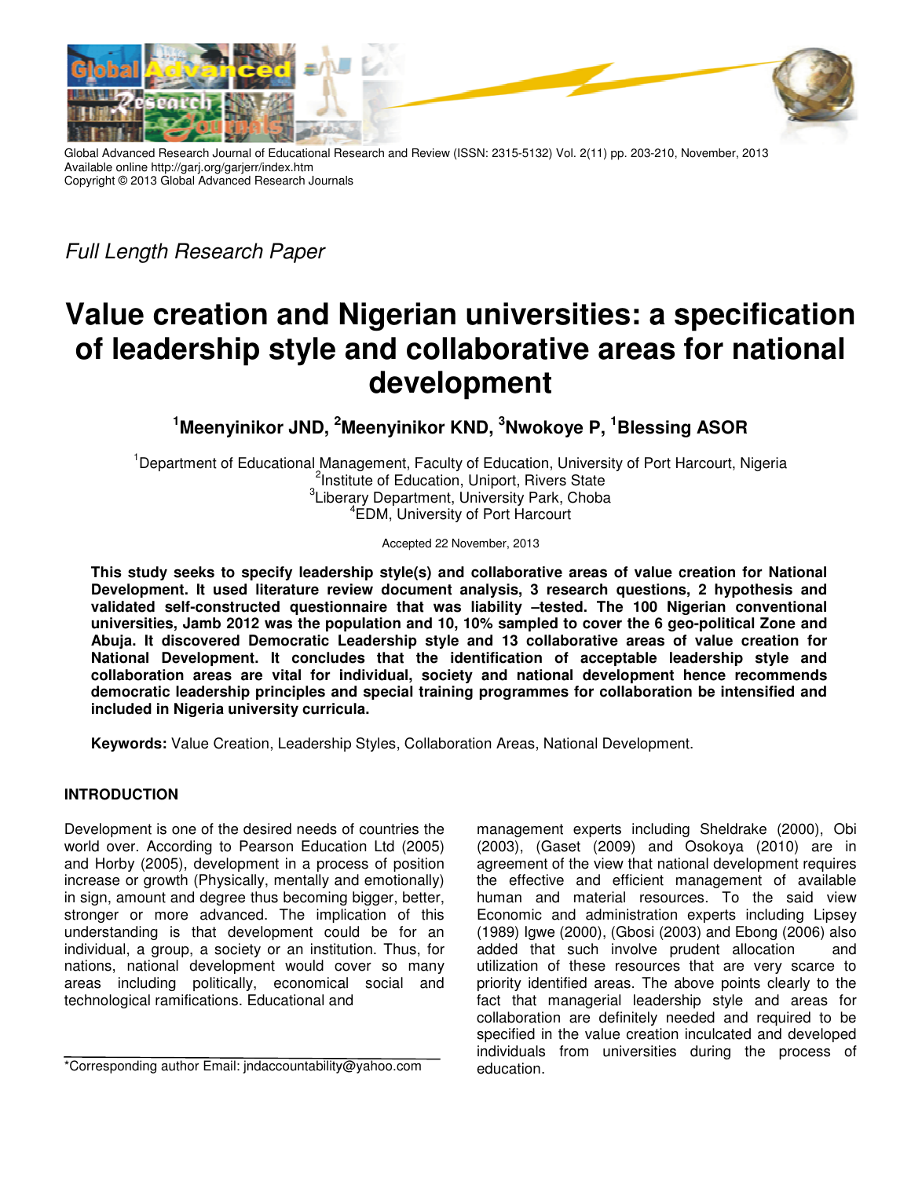Global Advanced Research Journal of Educational Research and Review (ISSN: 2315-5132) Vol. 2(11) pp. 203-210, November, 2013
Available online http://garj.org/garjerr/index.htm
Copyright © 2013 Global Advanced Research Journals

*Full Length Research Paper*

# Value creation and Nigerian universities: a specification of leadership style and collaborative areas for national development

**[1]Meenyinikor JND, [2]Meenyinikor KND, [3]Nwokoye P, [1]Blessing ASOR**

[1]Department of Educational Management, Faculty of Education, University of Port Harcourt, Nigeria
[2]Institute of Education, Uniport, Rivers State
[3]Liberary Department, University Park, Choba
[4]EDM, University of Port Harcourt

Accepted 22 November, 2013

**This study seeks to specify leadership style(s) and collaborative areas of value creation for National Development. It used literature review document analysis, 3 research questions, 2 hypothesis and validated self-constructed questionnaire that was liability –tested. The 100 Nigerian conventional universities, Jamb 2012 was the population and 10, 10% sampled to cover the 6 geo-political Zone and Abuja. It discovered Democratic Leadership style and 13 collaborative areas of value creation for National Development. It concludes that the identification of acceptable leadership style and collaboration areas are vital for individual, society and national development hence recommends democratic leadership principles and special training programmes for collaboration be intensified and included in Nigeria university curricula.**

**Keywords:** Value Creation, Leadership Styles, Collaboration Areas, National Development.

## INTRODUCTION

Development is one of the desired needs of countries the world over. According to Pearson Education Ltd (2005) and Horby (2005), development in a process of position increase or growth (Physically, mentally and emotionally) in sign, amount and degree thus becoming bigger, better, stronger or more advanced. The implication of this understanding is that development could be for an individual, a group, a society or an institution. Thus, for nations, national development would cover so many areas including politically, economical social and technological ramifications. Educational and management experts including Sheldrake (2000), Obi (2003), (Gaset (2009) and Osokoya (2010) are in agreement of the view that national development requires the effective and efficient management of available human and material resources. To the said view Economic and administration experts including Lipsey (1989) Igwe (2000), (Gbosi (2003) and Ebong (2006) also added that such involve prudent allocation and utilization of these resources that are very scarce to priority identified areas. The above points clearly to the fact that managerial leadership style and areas for collaboration are definitely needed and required to be specified in the value creation inculcated and developed individuals from universities during the process of education.

*Corresponding author Email: jndaccountability@yahoo.com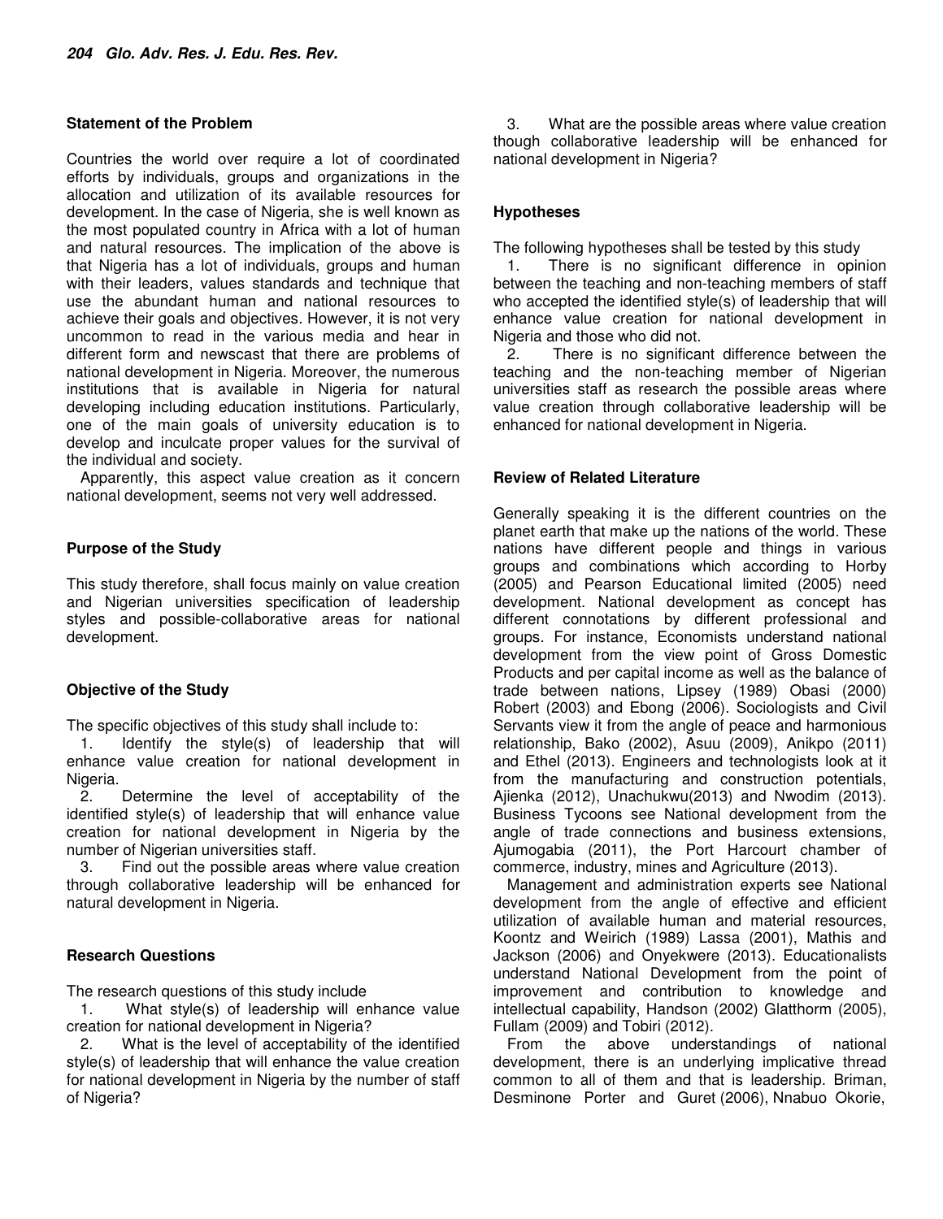**Statement of the Problem**

Countries the world over require a lot of coordinated efforts by individuals, groups and organizations in the allocation and utilization of its available resources for development. In the case of Nigeria, she is well known as the most populated country in Africa with a lot of human and natural resources. The implication of the above is that Nigeria has a lot of individuals, groups and human with their leaders, values standards and technique that use the abundant human and national resources to achieve their goals and objectives. However, it is not very uncommon to read in the various media and hear in different form and newscast that there are problems of national development in Nigeria. Moreover, the numerous institutions that is available in Nigeria for natural developing including education institutions. Particularly, one of the main goals of university education is to develop and inculcate proper values for the survival of the individual and society.

Apparently, this aspect value creation as it concern national development, seems not very well addressed.

**Purpose of the Study**

This study therefore, shall focus mainly on value creation and Nigerian universities specification of leadership styles and possible-collaborative areas for national development.

**Objective of the Study**

The specific objectives of this study shall include to:

1. Identify the style(s) of leadership that will enhance value creation for national development in Nigeria.
2. Determine the level of acceptability of the identified style(s) of leadership that will enhance value creation for national development in Nigeria by the number of Nigerian universities staff.
3. Find out the possible areas where value creation through collaborative leadership will be enhanced for natural development in Nigeria.

**Research Questions**

The research questions of this study include

1. What style(s) of leadership will enhance value creation for national development in Nigeria?
2. What is the level of acceptability of the identified style(s) of leadership that will enhance the value creation for national development in Nigeria by the number of staff of Nigeria?
3. What are the possible areas where value creation though collaborative leadership will be enhanced for national development in Nigeria?

**Hypotheses**

The following hypotheses shall be tested by this study

1. There is no significant difference in opinion between the teaching and non-teaching members of staff who accepted the identified style(s) of leadership that will enhance value creation for national development in Nigeria and those who did not.
2. There is no significant difference between the teaching and the non-teaching member of Nigerian universities staff as research the possible areas where value creation through collaborative leadership will be enhanced for national development in Nigeria.

**Review of Related Literature**

Generally speaking it is the different countries on the planet earth that make up the nations of the world. These nations have different people and things in various groups and combinations which according to Horby (2005) and Pearson Educational limited (2005) need development. National development as concept has different connotations by different professional and groups. For instance, Economists understand national development from the view point of Gross Domestic Products and per capital income as well as the balance of trade between nations, Lipsey (1989) Obasi (2000) Robert (2003) and Ebong (2006). Sociologists and Civil Servants view it from the angle of peace and harmonious relationship, Bako (2002), Asuu (2009), Anikpo (2011) and Ethel (2013). Engineers and technologists look at it from the manufacturing and construction potentials, Ajienka (2012), Unachukwu(2013) and Nwodim (2013). Business Tycoons see National development from the angle of trade connections and business extensions, Ajumogabia (2011), the Port Harcourt chamber of commerce, industry, mines and Agriculture (2013).

Management and administration experts see National development from the angle of effective and efficient utilization of available human and material resources, Koontz and Weirich (1989) Lassa (2001), Mathis and Jackson (2006) and Onyekwere (2013). Educationalists understand National Development from the point of improvement and contribution to knowledge and intellectual capability, Handson (2002) Glatthorm (2005), Fullam (2009) and Tobiri (2012).

From the above understandings of national development, there is an underlying implicative thread common to all of them and that is leadership. Briman, Desminone Porter and Guret (2006), Nnabuo Okorie,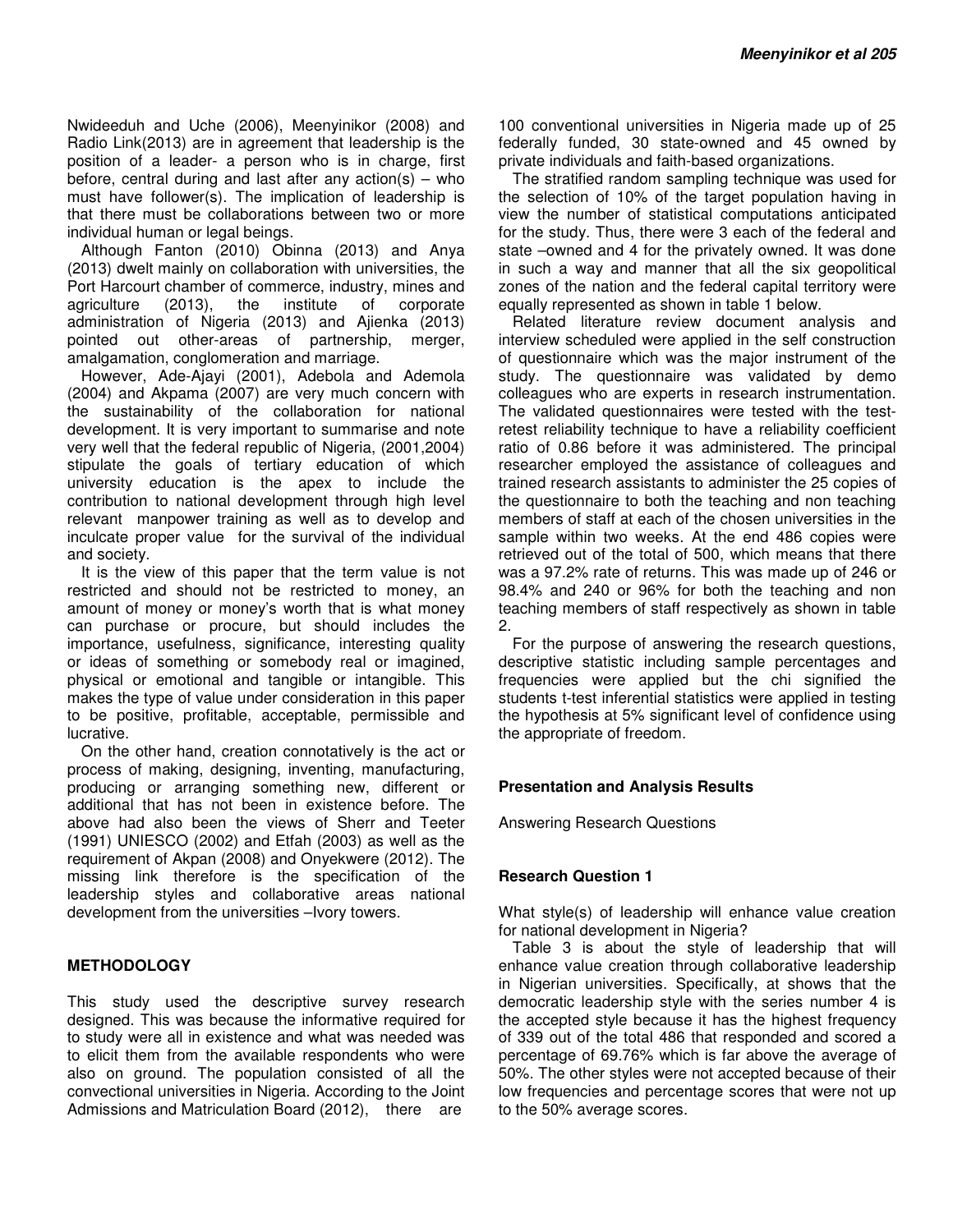Nwideeduh and Uche (2006), Meenyinikor (2008) and Radio Link(2013) are in agreement that leadership is the position of a leader- a person who is in charge, first before, central during and last after any action(s) – who must have follower(s). The implication of leadership is that there must be collaborations between two or more individual human or legal beings.

Although Fanton (2010) Obinna (2013) and Anya (2013) dwelt mainly on collaboration with universities, the Port Harcourt chamber of commerce, industry, mines and agriculture (2013), the institute of corporate administration of Nigeria (2013) and Ajienka (2013) pointed out other-areas of partnership, merger, amalgamation, conglomeration and marriage.

However, Ade-Ajayi (2001), Adebola and Ademola (2004) and Akpama (2007) are very much concern with the sustainability of the collaboration for national development. It is very important to summarise and note very well that the federal republic of Nigeria, (2001,2004) stipulate the goals of tertiary education of which university education is the apex to include the contribution to national development through high level relevant manpower training as well as to develop and inculcate proper value for the survival of the individual and society.

It is the view of this paper that the term value is not restricted and should not be restricted to money, an amount of money or money's worth that is what money can purchase or procure, but should includes the importance, usefulness, significance, interesting quality or ideas of something or somebody real or imagined, physical or emotional and tangible or intangible. This makes the type of value under consideration in this paper to be positive, profitable, acceptable, permissible and lucrative.

On the other hand, creation connotatively is the act or process of making, designing, inventing, manufacturing, producing or arranging something new, different or additional that has not been in existence before. The above had also been the views of Sherr and Teeter (1991) UNIESCO (2002) and Etfah (2003) as well as the requirement of Akpan (2008) and Onyekwere (2012). The missing link therefore is the specification of the leadership styles and collaborative areas national development from the universities –Ivory towers.

## METHODOLOGY

This study used the descriptive survey research designed. This was because the informative required for to study were all in existence and what was needed was to elicit them from the available respondents who were also on ground. The population consisted of all the convectional universities in Nigeria. According to the Joint Admissions and Matriculation Board (2012), there are 100 conventional universities in Nigeria made up of 25 federally funded, 30 state-owned and 45 owned by private individuals and faith-based organizations.

The stratified random sampling technique was used for the selection of 10% of the target population having in view the number of statistical computations anticipated for the study. Thus, there were 3 each of the federal and state –owned and 4 for the privately owned. It was done in such a way and manner that all the six geopolitical zones of the nation and the federal capital territory were equally represented as shown in table 1 below.

Related literature review document analysis and interview scheduled were applied in the self construction of questionnaire which was the major instrument of the study. The questionnaire was validated by demo colleagues who are experts in research instrumentation. The validated questionnaires were tested with the test-retest reliability technique to have a reliability coefficient ratio of 0.86 before it was administered. The principal researcher employed the assistance of colleagues and trained research assistants to administer the 25 copies of the questionnaire to both the teaching and non teaching members of staff at each of the chosen universities in the sample within two weeks. At the end 486 copies were retrieved out of the total of 500, which means that there was a 97.2% rate of returns. This was made up of 246 or 98.4% and 240 or 96% for both the teaching and non teaching members of staff respectively as shown in table 2.

For the purpose of answering the research questions, descriptive statistic including sample percentages and frequencies were applied but the chi signified the students t-test inferential statistics were applied in testing the hypothesis at 5% significant level of confidence using the appropriate of freedom.

## Presentation and Analysis Results

Answering Research Questions

### Research Question 1

What style(s) of leadership will enhance value creation for national development in Nigeria?

Table 3 is about the style of leadership that will enhance value creation through collaborative leadership in Nigerian universities. Specifically, at shows that the democratic leadership style with the series number 4 is the accepted style because it has the highest frequency of 339 out of the total 486 that responded and scored a percentage of 69.76% which is far above the average of 50%. The other styles were not accepted because of their low frequencies and percentage scores that were not up to the 50% average scores.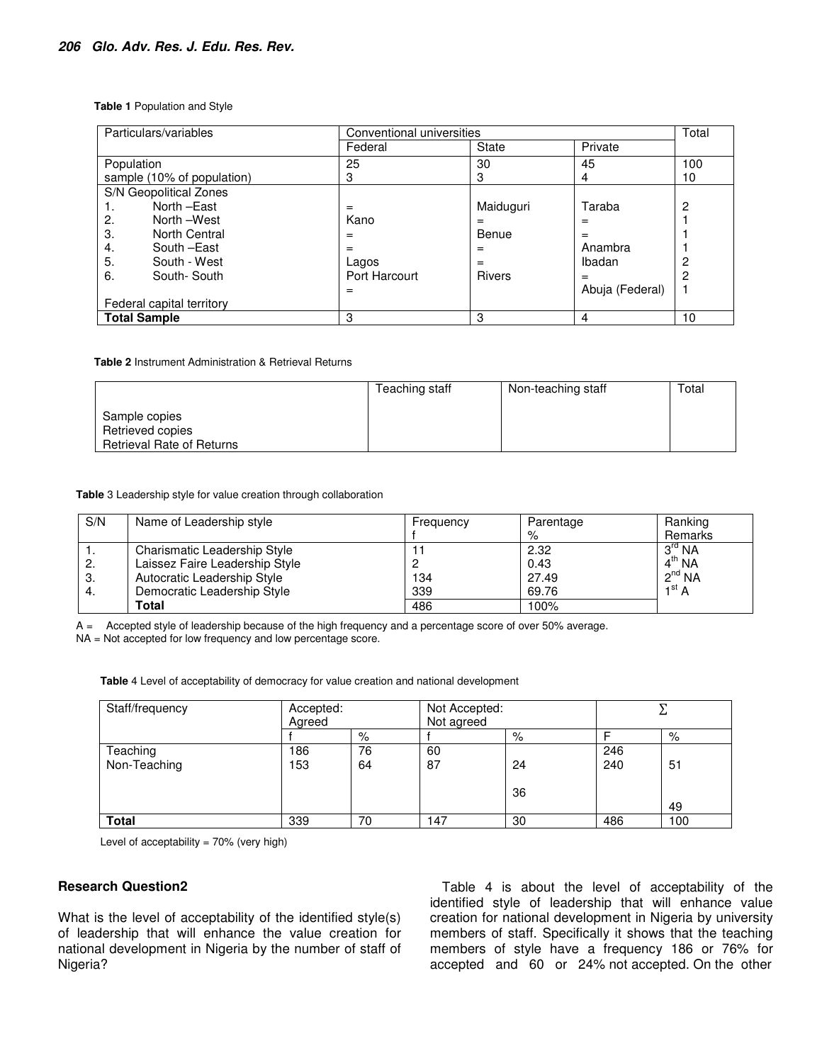**Table 1** Population and Style

| Particulars/variables | Conventional universities | | | Total |
|---|---|---|---|---|
| | Federal | State | Private | |
| Population<br>sample (10% of population) | 25<br>3 | 30<br>3 | 45<br>4 | 100<br>10 |
| S/N Geopolitical Zones | | | | |
| 1. North –East | = | Maiduguri | Taraba | 2 |
| 2. North –West | Kano | = | = | 1 |
| 3. North Central | = | Benue | = | 1 |
| 4. South –East | = | = | Anambra | 1 |
| 5. South - West | Lagos | = | Ibadan | 2 |
| 6. South- South | Port Harcourt | Rivers | = | 2 |
| Federal capital territory | = | | Abuja (Federal) | 1 |
| **Total Sample** | 3 | 3 | 4 | 10 |

**Table 2** Instrument Administration & Retrieval Returns

| | Teaching staff | Non-teaching staff | Total |
|---|---|---|---|
| Sample copies | | | |
| Retrieved copies | | | |
| Retrieval Rate of Returns | | | |

**Table** 3 Leadership style for value creation through collaboration

| S/N | Name of Leadership style | Frequency f | Parentage % | Ranking Remarks |
|---|---|---|---|---|
| 1. | Charismatic Leadership Style | 11 | 2.32 | 3rd NA |
| 2. | Laissez Faire Leadership Style | 2 | 0.43 | 4th NA |
| 3. | Autocratic Leadership Style | 134 | 27.49 | 2nd NA |
| 4. | Democratic Leadership Style | 339 | 69.76 | 1st A |
| | **Total** | 486 | 100% | |

A = Accepted style of leadership because of the high frequency and a percentage score of over 50% average.
NA = Not accepted for low frequency and low percentage score.

**Table** 4 Level of acceptability of democracy for value creation and national development

| Staff/frequency | Accepted: Agreed | | Not Accepted: Not agreed | | ∑ | |
|---|---|---|---|---|---|---|
| | f | % | f | % | F | % |
| Teaching | 186 | 76 | 60 | 24 | 246 | 51 |
| Non-Teaching | 153 | 64 | 87 | 36 | 240 | 49 |
| **Total** | 339 | 70 | 147 | 30 | 486 | 100 |

Level of acceptability = 70% (very high)

### Research Question2

What is the level of acceptability of the identified style(s) of leadership that will enhance the value creation for national development in Nigeria by the number of staff of Nigeria?

Table 4 is about the level of acceptability of the identified style of leadership that will enhance value creation for national development in Nigeria by university members of staff. Specifically it shows that the teaching members of style have a frequency 186 or 76% for accepted and 60 or 24% not accepted. On the other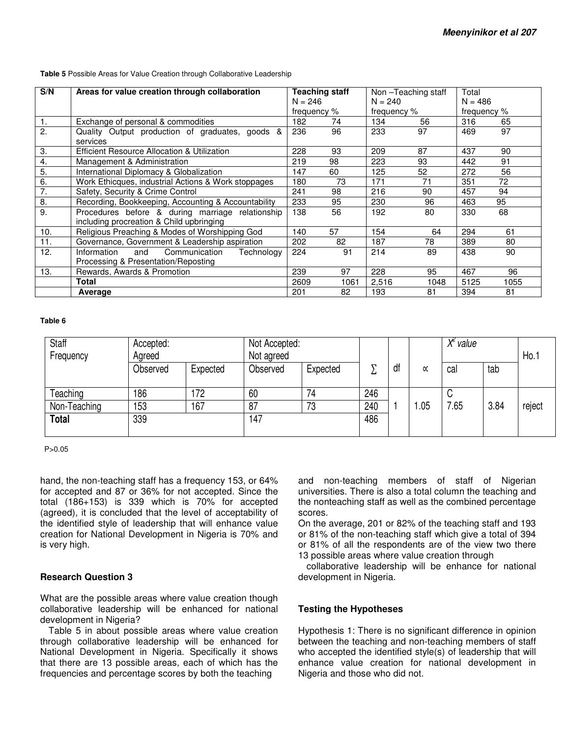**Table 5** Possible Areas for Value Creation through Collaborative Leadership

| S/N | Areas for value creation through collaboration | Teaching staff N = 246 frequency % | | Non –Teaching staff N = 240 frequency % | | Total N = 486 frequency % | |
|---|---|---|---|---|---|---|---|
| 1. | Exchange of personal & commodities | 182 | 74 | 134 | 56 | 316 | 65 |
| 2. | Quality Output production of graduates, goods & services | 236 | 96 | 233 | 97 | 469 | 97 |
| 3. | Efficient Resource Allocation & Utilization | 228 | 93 | 209 | 87 | 437 | 90 |
| 4. | Management & Administration | 219 | 98 | 223 | 93 | 442 | 91 |
| 5. | International Diplomacy & Globalization | 147 | 60 | 125 | 52 | 272 | 56 |
| 6. | Work Ethicques, industrial Actions & Work stoppages | 180 | 73 | 171 | 71 | 351 | 72 |
| 7. | Safety, Security & Crime Control | 241 | 98 | 216 | 90 | 457 | 94 |
| 8. | Recording, Bookkeeping, Accounting & Accountability | 233 | 95 | 230 | 96 | 463 | 95 |
| 9. | Procedures before & during marriage relationship including procreation & Child upbringing | 138 | 56 | 192 | 80 | 330 | 68 |
| 10. | Religious Preaching & Modes of Worshipping God | 140 | 57 | 154 | 64 | 294 | 61 |
| 11. | Governance, Government & Leadership aspiration | 202 | 82 | 187 | 78 | 389 | 80 |
| 12. | Information and Communication Technology Processing & Presentation/Reposting | 224 | 91 | 214 | 89 | 438 | 90 |
| 13. | Rewards, Awards & Promotion | 239 | 97 | 228 | 95 | 467 | 96 |
| | **Total** | 2609 | 1061 | 2,516 | 1048 | 5125 | 1055 |
| | **Average** | 201 | 82 | 193 | 81 | 394 | 81 |

**Table 6**

| Staff Frequency | Accepted: Agreed | | Not Accepted: Not agreed | | | | | $X^2$ value | | Ho.1 |
|---|---|---|---|---|---|---|---|---|---|---|
| | Observed | Expected | Observed | Expected | ∑ | df | ∝ | cal | tab | |
| Teaching | 186 | 172 | 60 | 74 | 246 | | | C | | |
| Non-Teaching | 153 | 167 | 87 | 73 | 240 | 1 | 1.05 | 7.65 | 3.84 | reject |
| **Total** | 339 | | 147 | | 486 | | | | | |

P>0.05

hand, the non-teaching staff has a frequency 153, or 64% for accepted and 87 or 36% for not accepted. Since the total (186+153) is 339 which is 70% for accepted (agreed), it is concluded that the level of acceptability of the identified style of leadership that will enhance value creation for National Development in Nigeria is 70% and is very high.

### Research Question 3

What are the possible areas where value creation though collaborative leadership will be enhanced for national development in Nigeria?

Table 5 in about possible areas where value creation through collaborative leadership will be enhanced for National Development in Nigeria. Specifically it shows that there are 13 possible areas, each of which has the frequencies and percentage scores by both the teaching and non-teaching members of staff of Nigerian universities. There is also a total column the teaching and the nonteaching staff as well as the combined percentage scores.

On the average, 201 or 82% of the teaching staff and 193 or 81% of the non-teaching staff which give a total of 394 or 81% of all the respondents are of the view two there 13 possible areas where value creation through collaborative leadership will be enhance for national development in Nigeria.

### Testing the Hypotheses

Hypothesis 1: There is no significant difference in opinion between the teaching and non-teaching members of staff who accepted the identified style(s) of leadership that will enhance value creation for national development in Nigeria and those who did not.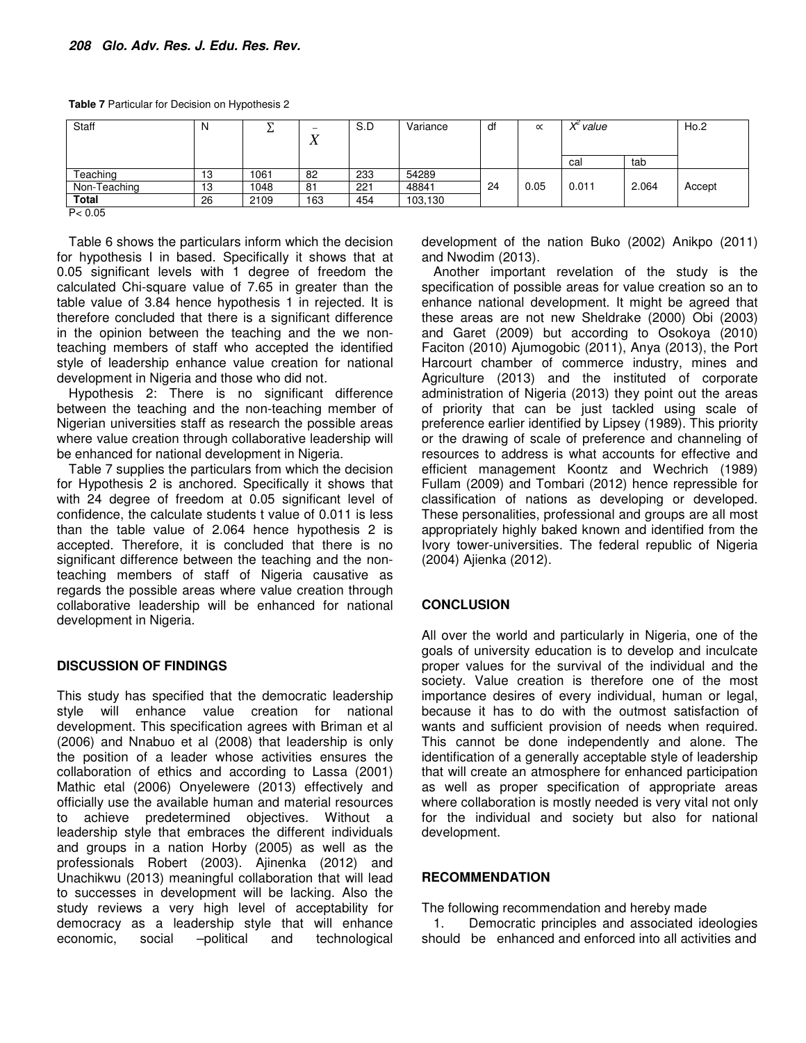**Table 7** Particular for Decision on Hypothesis 2

| Staff | N | $\sum$ | $\bar{X}$ | S.D | Variance | df | $\propto$ | $X^2$ value | | Ho.2 |
|---|---|---|---|---|---|---|---|---|---|---|
| | | | | | | | | cal | tab | |
| Teaching | 13 | 1061 | 82 | 233 | 54289 | 24 | 0.05 | 0.011 | 2.064 | Accept |
| Non-Teaching | 13 | 1048 | 81 | 221 | 48841 | | | | | |
| **Total** | 26 | 2109 | 163 | 454 | 103,130 | | | | | |

P< 0.05

Table 6 shows the particulars inform which the decision for hypothesis I in based. Specifically it shows that at 0.05 significant levels with 1 degree of freedom the calculated Chi-square value of 7.65 in greater than the table value of 3.84 hence hypothesis 1 in rejected. It is therefore concluded that there is a significant difference in the opinion between the teaching and the we non-teaching members of staff who accepted the identified style of leadership enhance value creation for national development in Nigeria and those who did not.

Hypothesis 2: There is no significant difference between the teaching and the non-teaching member of Nigerian universities staff as research the possible areas where value creation through collaborative leadership will be enhanced for national development in Nigeria.

Table 7 supplies the particulars from which the decision for Hypothesis 2 is anchored. Specifically it shows that with 24 degree of freedom at 0.05 significant level of confidence, the calculate students t value of 0.011 is less than the table value of 2.064 hence hypothesis 2 is accepted. Therefore, it is concluded that there is no significant difference between the teaching and the non-teaching members of staff of Nigeria causative as regards the possible areas where value creation through collaborative leadership will be enhanced for national development in Nigeria.

## DISCUSSION OF FINDINGS

This study has specified that the democratic leadership style will enhance value creation for national development. This specification agrees with Briman et al (2006) and Nnabuo et al (2008) that leadership is only the position of a leader whose activities ensures the collaboration of ethics and according to Lassa (2001) Mathic etal (2006) Onyelewere (2013) effectively and officially use the available human and material resources to achieve predetermined objectives. Without a leadership style that embraces the different individuals and groups in a nation Horby (2005) as well as the professionals Robert (2003). Ajinenka (2012) and Unachikwu (2013) meaningful collaboration that will lead to successes in development will be lacking. Also the study reviews a very high level of acceptability for democracy as a leadership style that will enhance economic, social –political and technological development of the nation Buko (2002) Anikpo (2011) and Nwodim (2013).

Another important revelation of the study is the specification of possible areas for value creation so an to enhance national development. It might be agreed that these areas are not new Sheldrake (2000) Obi (2003) and Garet (2009) but according to Osokoya (2010) Faciton (2010) Ajumogobic (2011), Anya (2013), the Port Harcourt chamber of commerce industry, mines and Agriculture (2013) and the instituted of corporate administration of Nigeria (2013) they point out the areas of priority that can be just tackled using scale of preference earlier identified by Lipsey (1989). This priority or the drawing of scale of preference and channeling of resources to address is what accounts for effective and efficient management Koontz and Wechrich (1989) Fullam (2009) and Tombari (2012) hence repressible for classification of nations as developing or developed. These personalities, professional and groups are all most appropriately highly baked known and identified from the Ivory tower-universities. The federal republic of Nigeria (2004) Ajienka (2012).

## CONCLUSION

All over the world and particularly in Nigeria, one of the goals of university education is to develop and inculcate proper values for the survival of the individual and the society. Value creation is therefore one of the most importance desires of every individual, human or legal, because it has to do with the outmost satisfaction of wants and sufficient provision of needs when required. This cannot be done independently and alone. The identification of a generally acceptable style of leadership that will create an atmosphere for enhanced participation as well as proper specification of appropriate areas where collaboration is mostly needed is very vital not only for the individual and society but also for national development.

## RECOMMENDATION

The following recommendation and hereby made

1. Democratic principles and associated ideologies should be enhanced and enforced into all activities and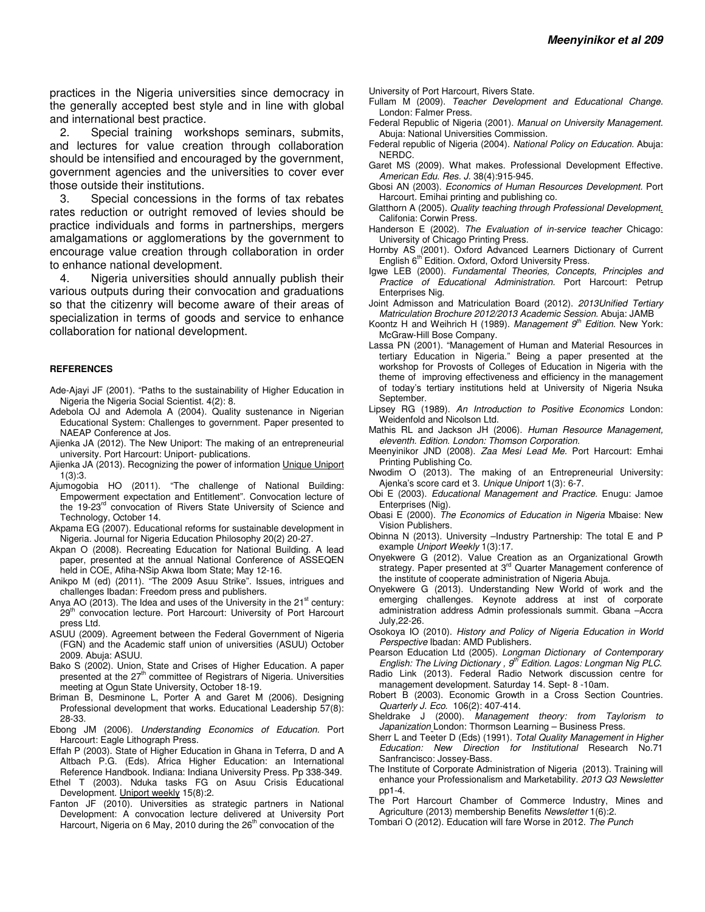practices in the Nigeria universities since democracy in the generally accepted best style and in line with global and international best practice.

2. Special training workshops seminars, submits, and lectures for value creation through collaboration should be intensified and encouraged by the government, government agencies and the universities to cover ever those outside their institutions.

3. Special concessions in the forms of tax rebates rates reduction or outright removed of levies should be practice individuals and forms in partnerships, mergers amalgamations or agglomerations by the government to encourage value creation through collaboration in order to enhance national development.

4. Nigeria universities should annually publish their various outputs during their convocation and graduations so that the citizenry will become aware of their areas of specialization in terms of goods and service to enhance collaboration for national development.

**REFERENCES**

Ade-Ajayi JF (2001). "Paths to the sustainability of Higher Education in Nigeria the Nigeria Social Scientist. 4(2): 8.

Adebola OJ and Ademola A (2004). Quality sustenance in Nigerian Educational System: Challenges to government. Paper presented to NAEAP Conference at Jos.

Ajienka JA (2012). The New Uniport: The making of an entrepreneurial university. Port Harcourt: Uniport- publications.

Ajienka JA (2013). Recognizing the power of information Unique Uniport 1(3):3.

Ajumogobia HO (2011). "The challenge of National Building: Empowerment expectation and Entitlement". Convocation lecture of the 19-23[rd] convocation of Rivers State University of Science and Technology, October 14.

Akpama EG (2007). Educational reforms for sustainable development in Nigeria. Journal for Nigeria Education Philosophy 20(2) 20-27.

Akpan O (2008). Recreating Education for National Building. A lead paper, presented at the annual National Conference of ASSEQEN held in COE, Afiha-NSip Akwa Ibom State; May 12-16.

Anikpo M (ed) (2011). "The 2009 Asuu Strike". Issues, intrigues and challenges Ibadan: Freedom press and publishers.

Anya AO (2013). The Idea and uses of the University in the 21[st] century: 29[th] convocation lecture. Port Harcourt: University of Port Harcourt press Ltd.

ASUU (2009). Agreement between the Federal Government of Nigeria (FGN) and the Academic staff union of universities (ASUU) October 2009. Abuja: ASUU.

Bako S (2002). Union, State and Crises of Higher Education. A paper presented at the 27[th] committee of Registrars of Nigeria. Universities meeting at Ogun State University, October 18-19.

Briman B, Desminone L, Porter A and Garet M (2006). Designing Professional development that works. Educational Leadership 57(8): 28-33.

Ebong JM (2006). *Understanding Economics of Education.* Port Harcourt: Eagle Lithograph Press.

Effah P (2003). State of Higher Education in Ghana in Teferra, D and A Altbach P.G. (Eds). Africa Higher Education: an International Reference Handbook. Indiana: Indiana University Press. Pp 338-349.

Ethel T (2003). Nduka tasks FG on Asuu Crisis Educational Development. Uniport weekly 15(8):2.

Fanton JF (2010). Universities as strategic partners in National Development: A convocation lecture delivered at University Port Harcourt, Nigeria on 6 May, 2010 during the 26[th] convocation of the University of Port Harcourt, Rivers State.

Fullam M (2009). *Teacher Development and Educational Change.* London: Falmer Press.

Federal Republic of Nigeria (2001). *Manual on University Management.* Abuja: National Universities Commission.

Federal republic of Nigeria (2004). *National Policy on Education.* Abuja: NERDC.

Garet MS (2009). What makes. Professional Development Effective. *American Edu. Res. J.* 38(4):915-945.

Gbosi AN (2003). *Economics of Human Resources Development.* Port Harcourt. Emihai printing and publishing co.

Glatthorn A (2005). *Quality teaching through Professional Development.* Califonia: Corwin Press.

Handerson E (2002). *The Evaluation of in-service teacher* Chicago: University of Chicago Printing Press.

Hornby AS (2001). Oxford Advanced Learners Dictionary of Current English 6[th] Edition. Oxford, Oxford University Press.

Igwe LEB (2000). *Fundamental Theories, Concepts, Principles and Practice of Educational Administration.* Port Harcourt: Petrup Enterprises Nig.

Joint Admisson and Matriculation Board (2012). *2013Unified Tertiary Matriculation Brochure 2012/2013 Academic Session.* Abuja: JAMB

Koontz H and Weihrich H (1989). *Management 9[th] Edition.* New York: McGraw-Hill Bose Company.

Lassa PN (2001). "Management of Human and Material Resources in tertiary Education in Nigeria." Being a paper presented at the workshop for Provosts of Colleges of Education in Nigeria with the theme of improving effectiveness and efficiency in the management of today's tertiary institutions held at University of Nigeria Nsuka September.

Lipsey RG (1989). *An Introduction to Positive Economics* London: Weidenfold and Nicolson Ltd.

Mathis RL and Jackson JH (2006). *Human Resource Management, eleventh. Edition. London: Thomson Corporation.*

Meenyinikor JND (2008). *Zaa Mesi Lead Me.* Port Harcourt: Emhai Printing Publishing Co.

Nwodim O (2013). The making of an Entrepreneurial University: Ajenka's score card et 3. *Unique Uniport* 1(3): 6-7.

Obi E (2003). *Educational Management and Practice.* Enugu: Jamoe Enterprises (Nig).

Obasi E (2000). *The Economics of Education in Nigeria* Mbaise: New Vision Publishers.

Obinna N (2013). University –Industry Partnership: The total E and P example *Uniport Weekly* 1(3):17.

Onyekwere G (2012). Value Creation as an Organizational Growth strategy. Paper presented at 3[rd] Quarter Management conference of the institute of cooperate administration of Nigeria Abuja.

Onyekwere G (2013). Understanding New World of work and the emerging challenges. Keynote address at inst of corporate administration address Admin professionals summit. Gbana –Accra July,22-26.

Osokoya IO (2010). *History and Policy of Nigeria Education in World Perspective* Ibadan: AMD Publishers.

Pearson Education Ltd (2005). *Longman Dictionary of Contemporary English: The Living Dictionary , 9[th] Edition. Lagos: Longman Nig PLC.*

Radio Link (2013). Federal Radio Network discussion centre for management development. Saturday 14. Sept- 8 -10am.

Robert B (2003). Economic Growth in a Cross Section Countries. *Quarterly J. Eco.* 106(2): 407-414.

Sheldrake J (2000). *Management theory: from Taylorism to Japanization* London: Thormson Learning – Business Press.

Sherr L and Teeter D (Eds) (1991). *Total Quality Management in Higher Education: New Direction for Institutional* Research No.71 Sanfrancisco: Jossey-Bass.

The Institute of Corporate Administration of Nigeria (2013). Training will enhance your Professionalism and Marketability. *2013 Q3 Newsletter* pp1-4.

The Port Harcourt Chamber of Commerce Industry, Mines and Agriculture (2013) membership Benefits *Newsletter* 1(6):2.

Tombari O (2012). Education will fare Worse in 2012. *The Punch*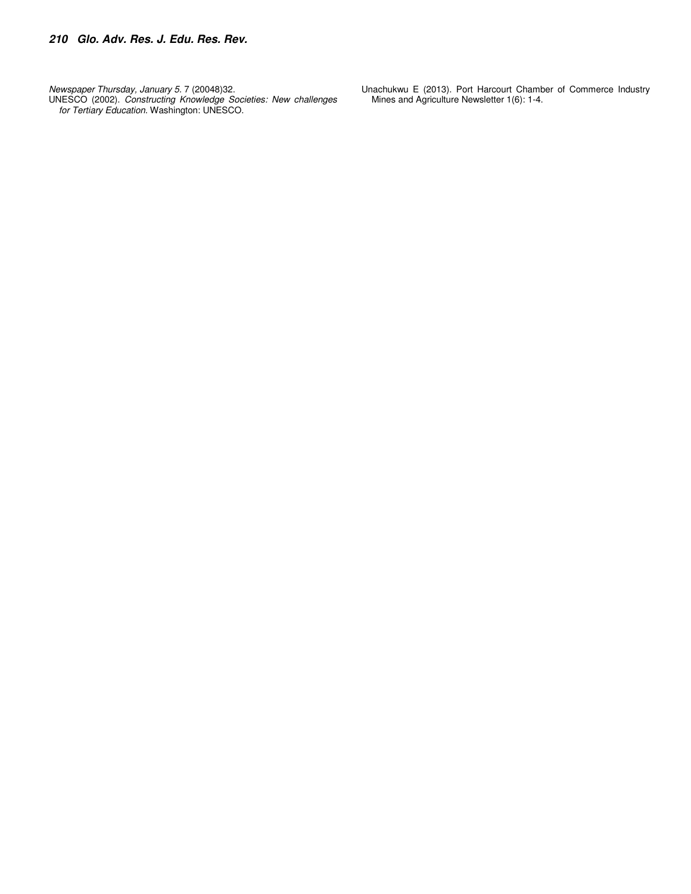*Newspaper Thursday, January 5.* 7 (20048)32.

UNESCO (2002). *Constructing Knowledge Societies: New challenges for Tertiary Education*. Washington: UNESCO.

Unachukwu E (2013). Port Harcourt Chamber of Commerce Industry Mines and Agriculture Newsletter 1(6): 1-4.